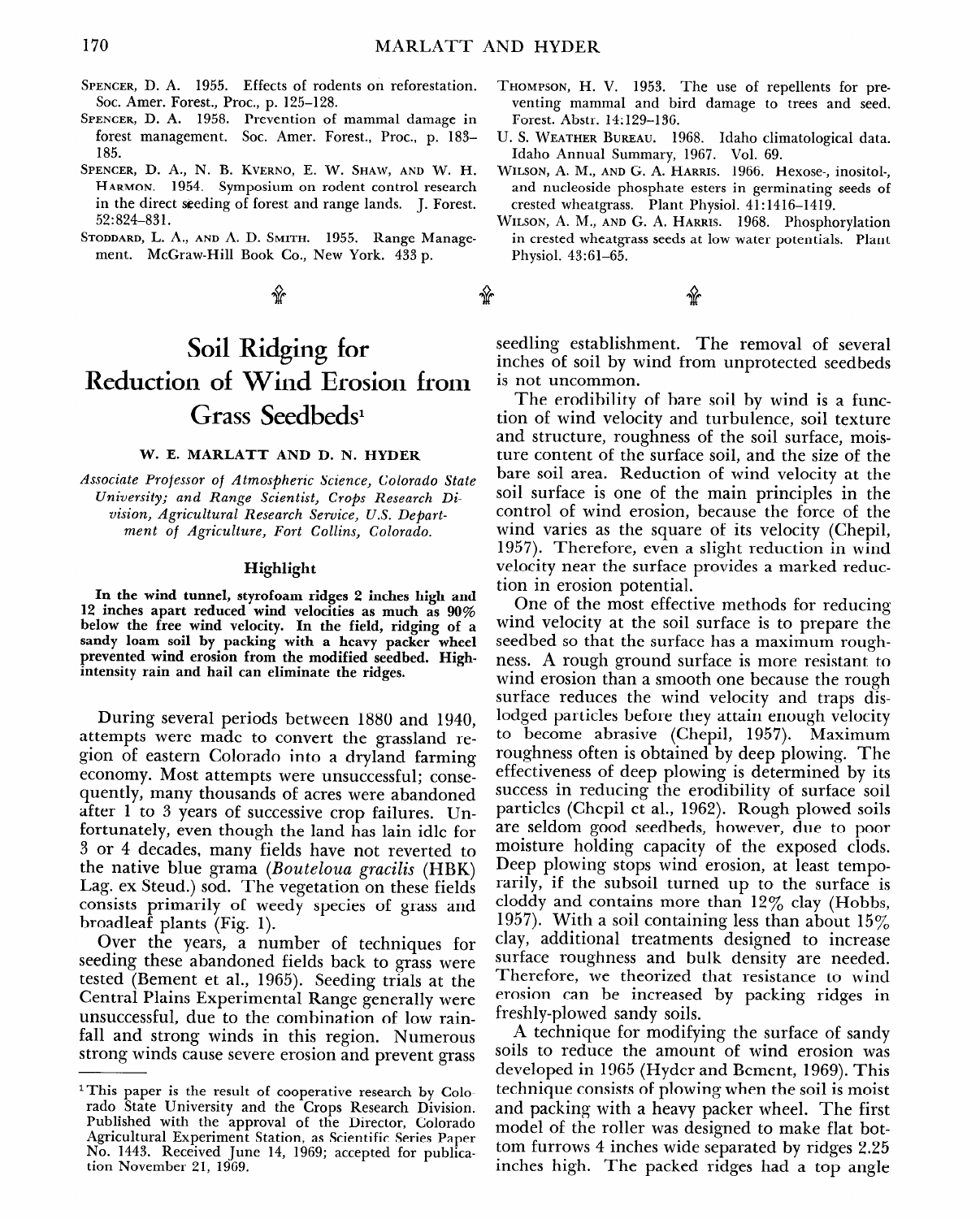SPENCER, D. A. 1955. Effects of rodents on reforestation. Soc. Amer. Forest., Proc., p. 125–128.

SPENCER, D. A. 1958. Prevention of mammal damage in forest management. Soc. Amer. Forest., Proc., p. 183–185.

SPENCER, D. A., N. B. KVERNO, E. W. SHAW, AND W. H. HARMON. 1954. Symposium on rodent control research in the direct seeding of forest and range lands. J. Forest. 52:824–831.

STODDARD, L. A., AND A. D. SMITH. 1955. Range Management. McGraw-Hill Book Co., New York. 433 p.

THOMPSON, H. V. 1953. The use of repellents for preventing mammal and bird damage to trees and seed. Forest. Abstr. 14:129–136.

U. S. WEATHER BUREAU. 1968. Idaho climatological data. Idaho Annual Summary, 1967. Vol. 69.

WILSON, A. M., AND G. A. HARRIS. 1966. Hexose-, inositol-, and nucleoside phosphate esters in germinating seeds of crested wheatgrass. Plant Physiol. 41:1416–1419.

WILSON, A. M., AND G. A. HARRIS. 1968. Phosphorylation in crested wheatgrass seeds at low water potentials. Plant Physiol. 43:61–65.

# Soil Ridging for Reduction of Wind Erosion from Grass Seedbeds[1]

**W. E. MARLATT AND D. N. HYDER**

*Associate Professor of Atmospheric Science, Colorado State University; and Range Scientist, Crops Research Division, Agricultural Research Service, U.S. Department of Agriculture, Fort Collins, Colorado.*

## Highlight

**In the wind tunnel, styrofoam ridges 2 inches high and 12 inches apart reduced wind velocities as much as 90% below the free wind velocity. In the field, ridging of a sandy loam soil by packing with a heavy packer wheel prevented wind erosion from the modified seedbed. High-intensity rain and hail can eliminate the ridges.**

During several periods between 1880 and 1940, attempts were made to convert the grassland region of eastern Colorado into a dryland farming economy. Most attempts were unsuccessful; consequently, many thousands of acres were abandoned after 1 to 3 years of successive crop failures. Unfortunately, even though the land has lain idle for 3 or 4 decades, many fields have not reverted to the native blue grama (*Bouteloua gracilis* (HBK) Lag. ex Steud.) sod. The vegetation on these fields consists primarily of weedy species of grass and broadleaf plants (Fig. 1).

Over the years, a number of techniques for seeding these abandoned fields back to grass were tested (Bement et al., 1965). Seeding trials at the Central Plains Experimental Range generally were unsuccessful, due to the combination of low rainfall and strong winds in this region. Numerous strong winds cause severe erosion and prevent grass seedling establishment. The removal of several inches of soil by wind from unprotected seedbeds is not uncommon.

The erodibility of bare soil by wind is a function of wind velocity and turbulence, soil texture and structure, roughness of the soil surface, moisture content of the surface soil, and the size of the bare soil area. Reduction of wind velocity at the soil surface is one of the main principles in the control of wind erosion, because the force of the wind varies as the square of its velocity (Chepil, 1957). Therefore, even a slight reduction in wind velocity near the surface provides a marked reduction in erosion potential.

One of the most effective methods for reducing wind velocity at the soil surface is to prepare the seedbed so that the surface has a maximum roughness. A rough ground surface is more resistant to wind erosion than a smooth one because the rough surface reduces the wind velocity and traps dislodged particles before they attain enough velocity to become abrasive (Chepil, 1957). Maximum roughness often is obtained by deep plowing. The effectiveness of deep plowing is determined by its success in reducing the erodibility of surface soil particles (Chepil et al., 1962). Rough plowed soils are seldom good seedbeds, however, due to poor moisture holding capacity of the exposed clods. Deep plowing stops wind erosion, at least temporarily, if the subsoil turned up to the surface is cloddy and contains more than 12% clay (Hobbs, 1957). With a soil containing less than about 15% clay, additional treatments designed to increase surface roughness and bulk density are needed. Therefore, we theorized that resistance to wind erosion can be increased by packing ridges in freshly-plowed sandy soils.

A technique for modifying the surface of sandy soils to reduce the amount of wind erosion was developed in 1965 (Hyder and Bement, 1969). This technique consists of plowing when the soil is moist and packing with a heavy packer wheel. The first model of the roller was designed to make flat bottom furrows 4 inches wide separated by ridges 2.25 inches high. The packed ridges had a top angle

---

[1] This paper is the result of cooperative research by Colorado State University and the Crops Research Division. Published with the approval of the Director, Colorado Agricultural Experiment Station, as Scientific Series Paper No. 1443. Received June 14, 1969; accepted for publication November 21, 1969.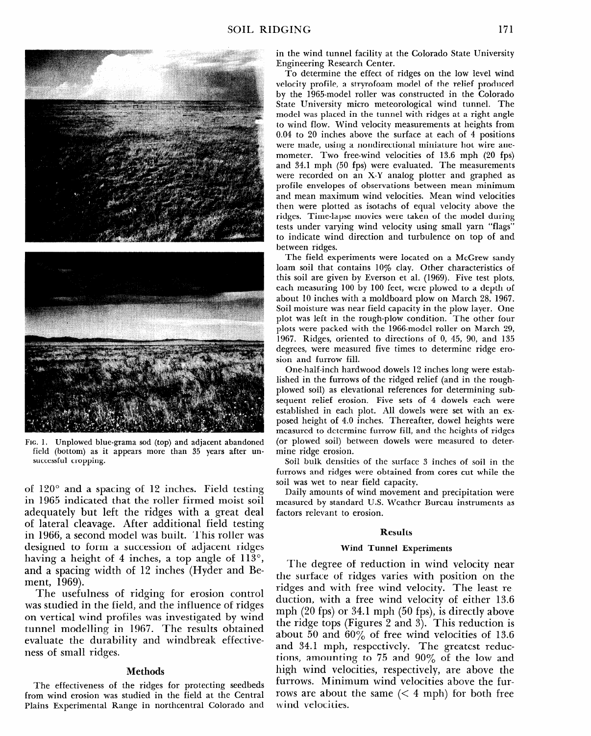Fig. 1. Unplowed blue-grama sod (top) and adjacent abandoned field (bottom) as it appears more than 35 years after unsuccessful cropping.

of 120° and a spacing of 12 inches. Field testing in 1965 indicated that the roller firmed moist soil adequately but left the ridges with a great deal of lateral cleavage. After additional field testing in 1966, a second model was built. This roller was designed to form a succession of adjacent ridges having a height of 4 inches, a top angle of 113°, and a spacing width of 12 inches (Hyder and Bement, 1969).

The usefulness of ridging for erosion control was studied in the field, and the influence of ridges on vertical wind profiles was investigated by wind tunnel modelling in 1967. The results obtained evaluate the durability and windbreak effectiveness of small ridges.

## Methods

The effectiveness of the ridges for protecting seedbeds from wind erosion was studied in the field at the Central Plains Experimental Range in northcentral Colorado and in the wind tunnel facility at the Colorado State University Engineering Research Center.

To determine the effect of ridges on the low level wind velocity profile, a stryrofoam model of the relief produced by the 1965-model roller was constructed in the Colorado State University micro meteorological wind tunnel. The model was placed in the tunnel with ridges at a right angle to wind flow. Wind velocity measurements at heights from 0.04 to 20 inches above the surface at each of 4 positions were made, using a nondirectional miniature hot wire anemometer. Two free-wind velocities of 13.6 mph (20 fps) and 34.1 mph (50 fps) were evaluated. The measurements were recorded on an X-Y analog plotter and graphed as profile envelopes of observations between mean minimum and mean maximum wind velocities. Mean wind velocities then were plotted as isotachs of equal velocity above the ridges. Time-lapse movies were taken of the model during tests under varying wind velocity using small yarn "flags" to indicate wind direction and turbulence on top of and between ridges.

The field experiments were located on a McGrew sandy loam soil that contains 10% clay. Other characteristics of this soil are given by Everson et al. (1969). Five test plots, each measuring 100 by 100 feet, were plowed to a depth of about 10 inches with a moldboard plow on March 28, 1967. Soil moisture was near field capacity in the plow layer. One plot was left in the rough-plow condition. The other four plots were packed with the 1966-model roller on March 29, 1967. Ridges, oriented to directions of 0, 45, 90, and 135 degrees, were measured five times to determine ridge erosion and furrow fill.

One-half-inch hardwood dowels 12 inches long were established in the furrows of the ridged relief (and in the rough-plowed soil) as elevational references for determining subsequent relief erosion. Five sets of 4 dowels each were established in each plot. All dowels were set with an exposed height of 4.0 inches. Thereafter, dowel heights were measured to determine furrow fill, and the heights of ridges (or plowed soil) between dowels were measured to determine ridge erosion.

Soil bulk densities of the surface 3 inches of soil in the furrows and ridges were obtained from cores cut while the soil was wet to near field capacity.

Daily amounts of wind movement and precipitation were measured by standard U.S. Weather Bureau instruments as factors relevant to erosion.

## Results

### Wind Tunnel Experiments

The degree of reduction in wind velocity near the surface of ridges varies with position on the ridges and with free wind velocity. The least reduction, with a free wind velocity of either 13.6 mph (20 fps) or 34.1 mph (50 fps), is directly above the ridge tops (Figures 2 and 3). This reduction is about 50 and 60% of free wind velocities of 13.6 and 34.1 mph, respectively. The greatest reductions, amounting to 75 and 90% of the low and high wind velocities, respectively, are above the furrows. Minimum wind velocities above the furrows are about the same (< 4 mph) for both free wind velocities.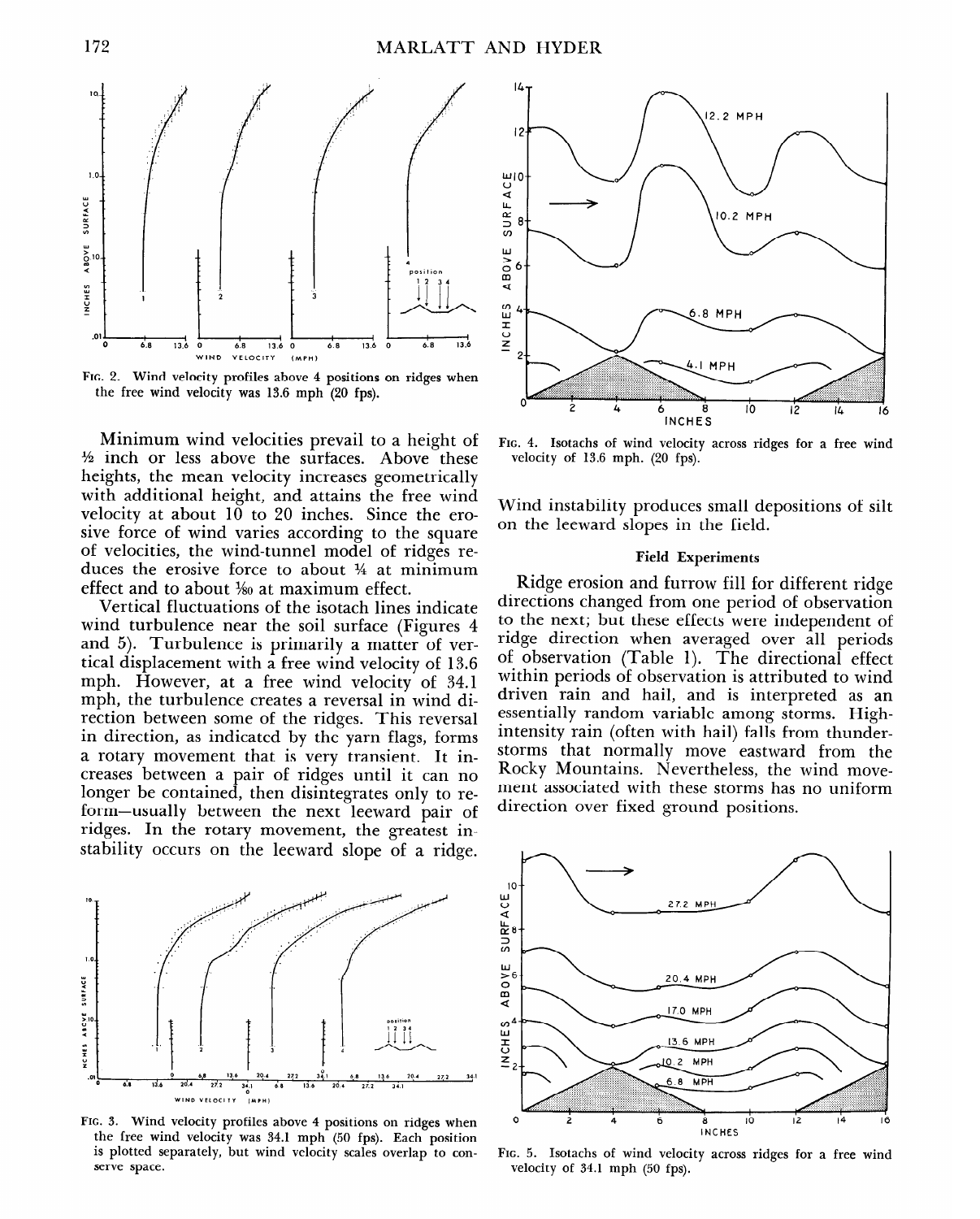Fig. 2. Wind velocity profiles above 4 positions on ridges when the free wind velocity was 13.6 mph (20 fps).

Minimum wind velocities prevail to a height of ½ inch or less above the surfaces. Above these heights, the mean velocity increases geometrically with additional height, and attains the free wind velocity at about 10 to 20 inches. Since the erosive force of wind varies according to the square of velocities, the wind-tunnel model of ridges reduces the erosive force to about ¼ at minimum effect and to about 1/80 at maximum effect.

Vertical fluctuations of the isotach lines indicate wind turbulence near the soil surface (Figures 4 and 5). Turbulence is primarily a matter of vertical displacement with a free wind velocity of 13.6 mph. However, at a free wind velocity of 34.1 mph, the turbulence creates a reversal in wind direction between some of the ridges. This reversal in direction, as indicated by the yarn flags, forms a rotary movement that is very transient. It increases between a pair of ridges until it can no longer be contained, then disintegrates only to re-form—usually between the next leeward pair of ridges. In the rotary movement, the greatest instability occurs on the leeward slope of a ridge.

Fig. 3. Wind velocity profiles above 4 positions on ridges when the free wind velocity was 34.1 mph (50 fps). Each position is plotted separately, but wind velocity scales overlap to conserve space.

Fig. 4. Isotachs of wind velocity across ridges for a free wind velocity of 13.6 mph. (20 fps).

Wind instability produces small depositions of silt on the leeward slopes in the field.

### Field Experiments

Ridge erosion and furrow fill for different ridge directions changed from one period of observation to the next; but these effects were independent of ridge direction when averaged over all periods of observation (Table 1). The directional effect within periods of observation is attributed to wind driven rain and hail, and is interpreted as an essentially random variable among storms. High-intensity rain (often with hail) falls from thunderstorms that normally move eastward from the Rocky Mountains. Nevertheless, the wind movement associated with these storms has no uniform direction over fixed ground positions.

Fig. 5. Isotachs of wind velocity across ridges for a free wind velocity of 34.1 mph (50 fps).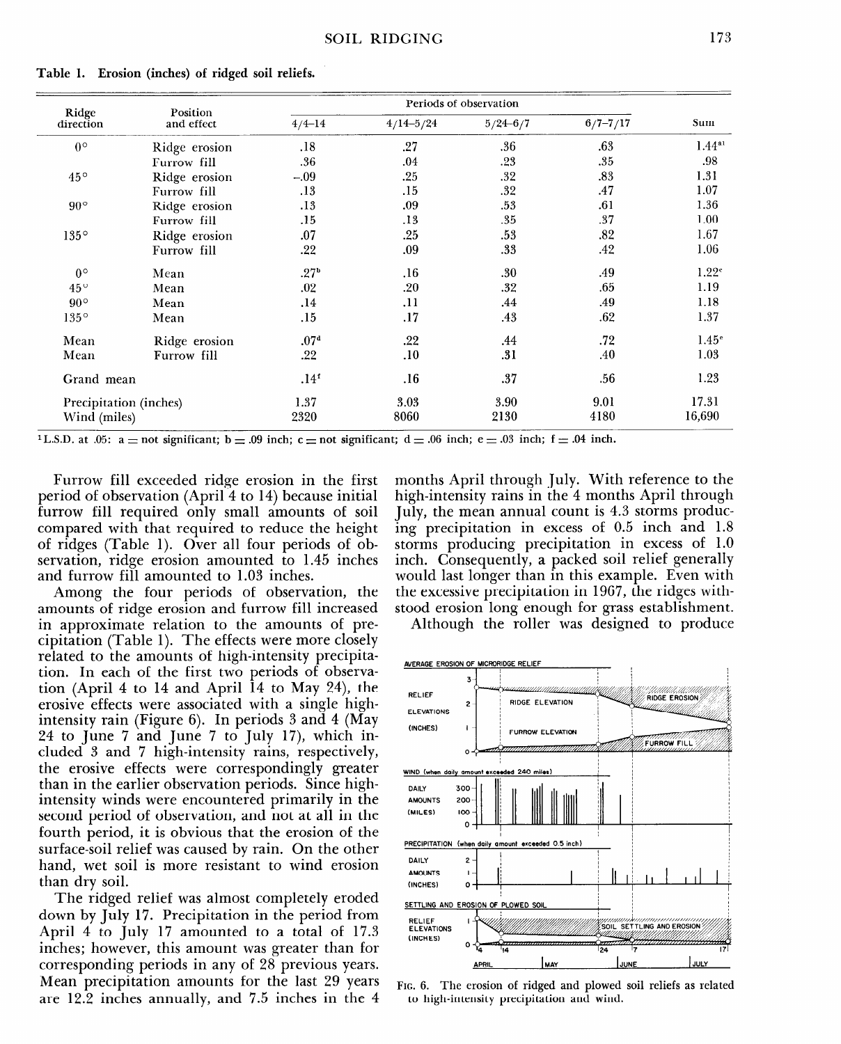Table 1. Erosion (inches) of ridged soil reliefs.

| Ridge direction | Position and effect | Periods of observation | | | | Sum |
|---|---|---|---|---|---|---|
| | | 4/4–14 | 4/14–5/24 | 5/24–6/7 | 6/7–7/17 | |
| 0° | Ridge erosion | .18 | .27 | .36 | .63 | 1.44[a1] |
| | Furrow fill | .36 | .04 | .23 | .35 | .98 |
| 45° | Ridge erosion | –.09 | .25 | .32 | .83 | 1.31 |
| | Furrow fill | .13 | .15 | .32 | .47 | 1.07 |
| 90° | Ridge erosion | .13 | .09 | .53 | .61 | 1.36 |
| | Furrow fill | .15 | .13 | .35 | .37 | 1.00 |
| 135° | Ridge erosion | .07 | .25 | .53 | .82 | 1.67 |
| | Furrow fill | .22 | .09 | .33 | .42 | 1.06 |
| 0° | Mean | .27[b] | .16 | .30 | .49 | 1.22[c] |
| 45° | Mean | .02 | .20 | .32 | .65 | 1.19 |
| 90° | Mean | .14 | .11 | .44 | .49 | 1.18 |
| 135° | Mean | .15 | .17 | .43 | .62 | 1.37 |
| Mean | Ridge erosion | .07[d] | .22 | .44 | .72 | 1.45[e] |
| Mean | Furrow fill | .22 | .10 | .31 | .40 | 1.03 |
| Grand mean | | .14[f] | .16 | .37 | .56 | 1.23 |
| Precipitation (inches) | | 1.37 | 3.03 | 3.90 | 9.01 | 17.31 |
| Wind (miles) | | 2320 | 8060 | 2130 | 4180 | 16,690 |

[1] L.S.D. at .05: a = not significant; b = .09 inch; c = not significant; d = .06 inch; e = .03 inch; f = .04 inch.

Furrow fill exceeded ridge erosion in the first period of observation (April 4 to 14) because initial furrow fill required only small amounts of soil compared with that required to reduce the height of ridges (Table 1). Over all four periods of observation, ridge erosion amounted to 1.45 inches and furrow fill amounted to 1.03 inches.

Among the four periods of observation, the amounts of ridge erosion and furrow fill increased in approximate relation to the amounts of precipitation (Table 1). The effects were more closely related to the amounts of high-intensity precipitation. In each of the first two periods of observation (April 4 to 14 and April 14 to May 24), the erosive effects were associated with a single high-intensity rain (Figure 6). In periods 3 and 4 (May 24 to June 7 and June 7 to July 17), which included 3 and 7 high-intensity rains, respectively, the erosive effects were correspondingly greater than in the earlier observation periods. Since high-intensity winds were encountered primarily in the second period of observation, and not at all in the fourth period, it is obvious that the erosion of the surface-soil relief was caused by rain. On the other hand, wet soil is more resistant to wind erosion than dry soil.

The ridged relief was almost completely eroded down by July 17. Precipitation in the period from April 4 to July 17 amounted to a total of 17.3 inches; however, this amount was greater than for corresponding periods in any of 28 previous years. Mean precipitation amounts for the last 29 years are 12.2 inches annually, and 7.5 inches in the 4 months April through July. With reference to the high-intensity rains in the 4 months April through July, the mean annual count is 4.3 storms producing precipitation in excess of 0.5 inch and 1.8 storms producing precipitation in excess of 1.0 inch. Consequently, a packed soil relief generally would last longer than in this example. Even with the excessive precipitation in 1967, the ridges withstood erosion long enough for grass establishment.

Although the roller was designed to produce

FIG. 6. The erosion of ridged and plowed soil reliefs as related to high-intensity precipitation and wind.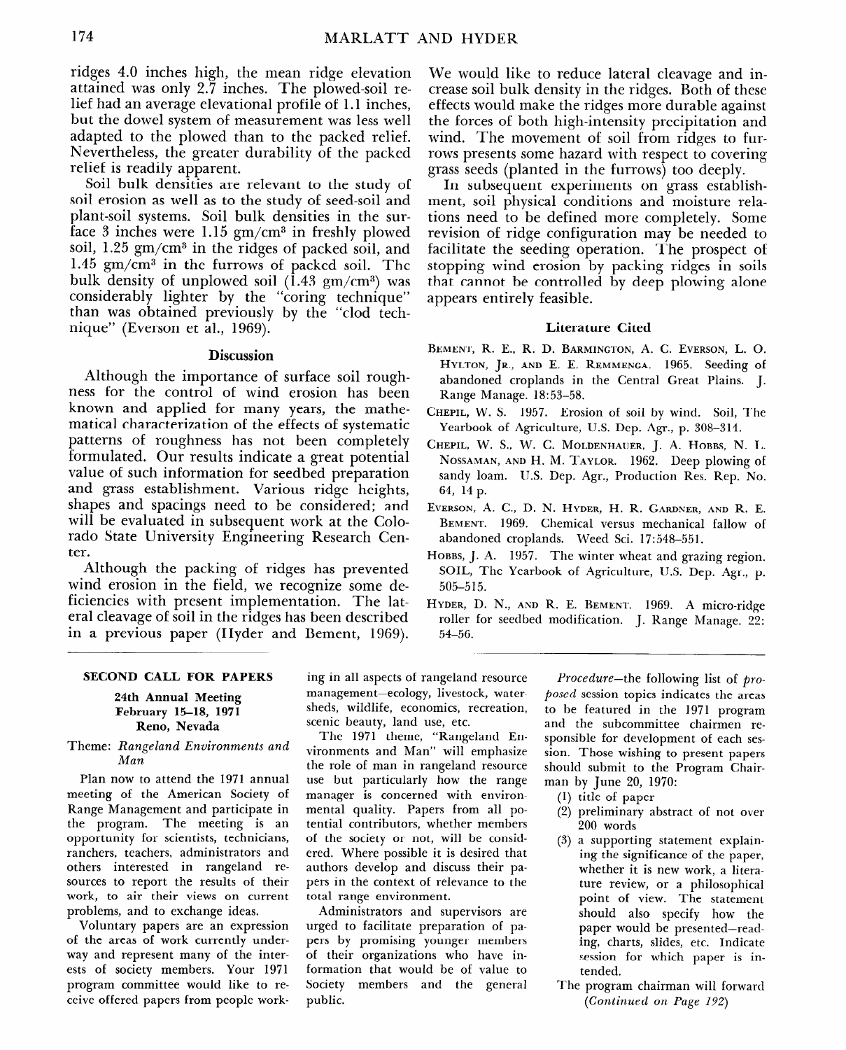ridges 4.0 inches high, the mean ridge elevation attained was only 2.7 inches. The plowed-soil relief had an average elevational profile of 1.1 inches, but the dowel system of measurement was less well adapted to the plowed than to the packed relief. Nevertheless, the greater durability of the packed relief is readily apparent.

Soil bulk densities are relevant to the study of soil erosion as well as to the study of seed-soil and plant-soil systems. Soil bulk densities in the surface 3 inches were 1.15 gm/cm$^3$ in freshly plowed soil, 1.25 gm/cm$^3$ in the ridges of packed soil, and 1.45 gm/cm$^3$ in the furrows of packed soil. The bulk density of unplowed soil (1.43 gm/cm$^3$) was considerably lighter by the "coring technique" than was obtained previously by the "clod technique" (Everson et al., 1969).

## Discussion

Although the importance of surface soil roughness for the control of wind erosion has been known and applied for many years, the mathematical characterization of the effects of systematic patterns of roughness has not been completely formulated. Our results indicate a great potential value of such information for seedbed preparation and grass establishment. Various ridge heights, shapes and spacings need to be considered; and will be evaluated in subsequent work at the Colorado State University Engineering Research Center.

Although the packing of ridges has prevented wind erosion in the field, we recognize some deficiencies with present implementation. The lateral cleavage of soil in the ridges has been described in a previous paper (Hyder and Bement, 1969). We would like to reduce lateral cleavage and increase soil bulk density in the ridges. Both of these effects would make the ridges more durable against the forces of both high-intensity precipitation and wind. The movement of soil from ridges to furrows presents some hazard with respect to covering grass seeds (planted in the furrows) too deeply.

In subsequent experiments on grass establishment, soil physical conditions and moisture relations need to be defined more completely. Some revision of ridge configuration may be needed to facilitate the seeding operation. The prospect of stopping wind erosion by packing ridges in soils that cannot be controlled by deep plowing alone appears entirely feasible.

## Literature Cited

Bement, R. E., R. D. Barmington, A. C. Everson, L. O. Hylton, Jr., and E. E. Remmenga. 1965. Seeding of abandoned croplands in the Central Great Plains. J. Range Manage. 18:53–58.

Chepil, W. S. 1957. Erosion of soil by wind. Soil, The Yearbook of Agriculture, U.S. Dep. Agr., p. 308–314.

Chepil, W. S., W. C. Moldenhauer, J. A. Hobbs, N. L. Nossaman, and H. M. Taylor. 1962. Deep plowing of sandy loam. U.S. Dep. Agr., Production Res. Rep. No. 64, 14 p.

Everson, A. C., D. N. Hyder, H. R. Gardner, and R. E. Bement. 1969. Chemical versus mechanical fallow of abandoned croplands. Weed Sci. 17:548–551.

Hobbs, J. A. 1957. The winter wheat and grazing region. SOIL, The Yearbook of Agriculture, U.S. Dep. Agr., p. 505–515.

Hyder, D. N., and R. E. Bement. 1969. A micro-ridge roller for seedbed modification. J. Range Manage. 22: 54–56.

---

## SECOND CALL FOR PAPERS

**24th Annual Meeting**
**February 15–18, 1971**
**Reno, Nevada**

Theme: *Rangeland Environments and Man*

Plan now to attend the 1971 annual meeting of the American Society of Range Management and participate in the program. The meeting is an opportunity for scientists, technicians, ranchers, teachers, administrators and others interested in rangeland resources to report the results of their work, to air their views on current problems, and to exchange ideas.

Voluntary papers are an expression of the areas of work currently underway and represent many of the interests of society members. Your 1971 program committee would like to receive offered papers from people working in all aspects of rangeland resource management—ecology, livestock, watersheds, wildlife, economics, recreation, scenic beauty, land use, etc.

The 1971 theme, "Rangeland Environments and Man" will emphasize the role of man in rangeland resource use but particularly how the range manager is concerned with environmental quality. Papers from all potential contributors, whether members of the society or not, will be considered. Where possible it is desired that authors develop and discuss their papers in the context of relevance to the total range environment.

Administrators and supervisors are urged to facilitate preparation of papers by promising younger members of their organizations who have information that would be of value to Society members and the general public.

*Procedure*—the following list of *proposed* session topics indicates the areas to be featured in the 1971 program and the subcommittee chairmen responsible for development of each session. Those wishing to present papers should submit to the Program Chairman by June 20, 1970:

(1) title of paper
(2) preliminary abstract of not over 200 words
(3) a supporting statement explaining the significance of the paper, whether it is new work, a literature review, or a philosophical point of view. The statement should also specify how the paper would be presented—reading, charts, slides, etc. Indicate session for which paper is intended.

The program chairman will forward

*(Continued on Page 192)*